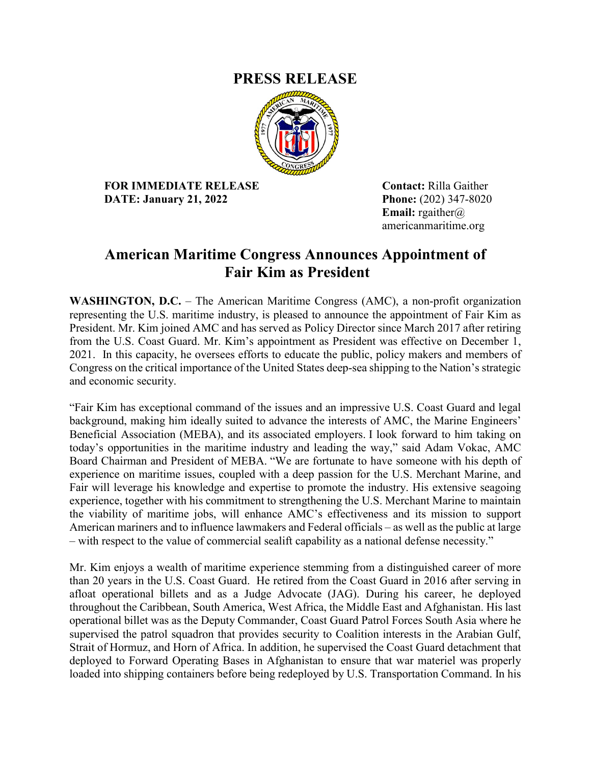# PRESS RELEASE

**FOR IMMEDIATE RELEASE**
**DATE: January 21, 2022**

**Contact:** Rilla Gaither
**Phone:** (202) 347-8020
**Email:** rgaither@americanmaritime.org

## American Maritime Congress Announces Appointment of Fair Kim as President

**WASHINGTON, D.C.** – The American Maritime Congress (AMC), a non-profit organization representing the U.S. maritime industry, is pleased to announce the appointment of Fair Kim as President. Mr. Kim joined AMC and has served as Policy Director since March 2017 after retiring from the U.S. Coast Guard. Mr. Kim's appointment as President was effective on December 1, 2021. In this capacity, he oversees efforts to educate the public, policy makers and members of Congress on the critical importance of the United States deep-sea shipping to the Nation's strategic and economic security.

"Fair Kim has exceptional command of the issues and an impressive U.S. Coast Guard and legal background, making him ideally suited to advance the interests of AMC, the Marine Engineers' Beneficial Association (MEBA), and its associated employers. I look forward to him taking on today's opportunities in the maritime industry and leading the way," said Adam Vokac, AMC Board Chairman and President of MEBA. "We are fortunate to have someone with his depth of experience on maritime issues, coupled with a deep passion for the U.S. Merchant Marine, and Fair will leverage his knowledge and expertise to promote the industry. His extensive seagoing experience, together with his commitment to strengthening the U.S. Merchant Marine to maintain the viability of maritime jobs, will enhance AMC's effectiveness and its mission to support American mariners and to influence lawmakers and Federal officials – as well as the public at large – with respect to the value of commercial sealift capability as a national defense necessity."

Mr. Kim enjoys a wealth of maritime experience stemming from a distinguished career of more than 20 years in the U.S. Coast Guard. He retired from the Coast Guard in 2016 after serving in afloat operational billets and as a Judge Advocate (JAG). During his career, he deployed throughout the Caribbean, South America, West Africa, the Middle East and Afghanistan. His last operational billet was as the Deputy Commander, Coast Guard Patrol Forces South Asia where he supervised the patrol squadron that provides security to Coalition interests in the Arabian Gulf, Strait of Hormuz, and Horn of Africa. In addition, he supervised the Coast Guard detachment that deployed to Forward Operating Bases in Afghanistan to ensure that war materiel was properly loaded into shipping containers before being redeployed by U.S. Transportation Command. In his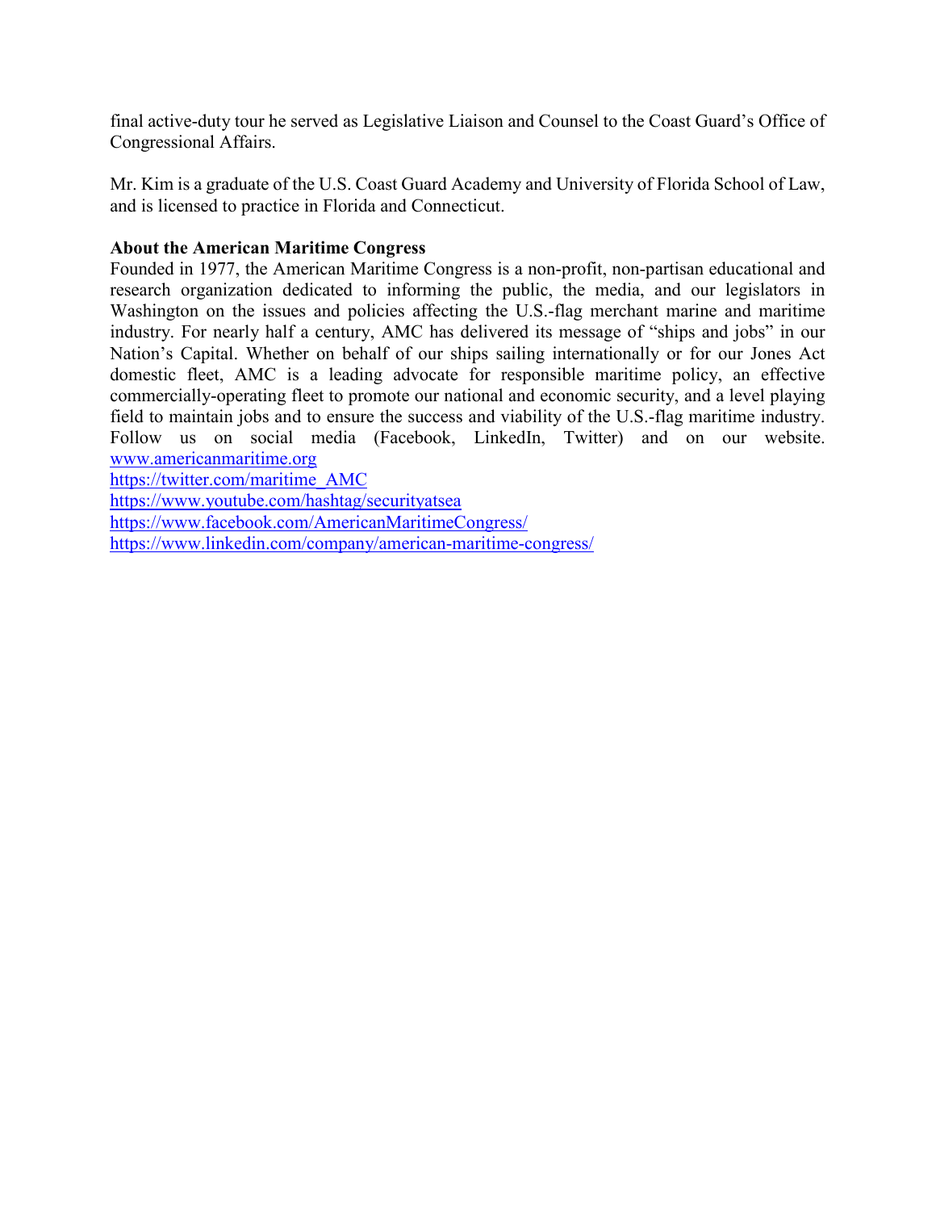final active-duty tour he served as Legislative Liaison and Counsel to the Coast Guard's Office of Congressional Affairs.

Mr. Kim is a graduate of the U.S. Coast Guard Academy and University of Florida School of Law, and is licensed to practice in Florida and Connecticut.

**About the American Maritime Congress**

Founded in 1977, the American Maritime Congress is a non-profit, non-partisan educational and research organization dedicated to informing the public, the media, and our legislators in Washington on the issues and policies affecting the U.S.-flag merchant marine and maritime industry. For nearly half a century, AMC has delivered its message of "ships and jobs" in our Nation's Capital. Whether on behalf of our ships sailing internationally or for our Jones Act domestic fleet, AMC is a leading advocate for responsible maritime policy, an effective commercially-operating fleet to promote our national and economic security, and a level playing field to maintain jobs and to ensure the success and viability of the U.S.-flag maritime industry. Follow us on social media (Facebook, LinkedIn, Twitter) and on our website.
www.americanmaritime.org
https://twitter.com/maritime_AMC
https://www.youtube.com/hashtag/securityatsea
https://www.facebook.com/AmericanMaritimeCongress/
https://www.linkedin.com/company/american-maritime-congress/